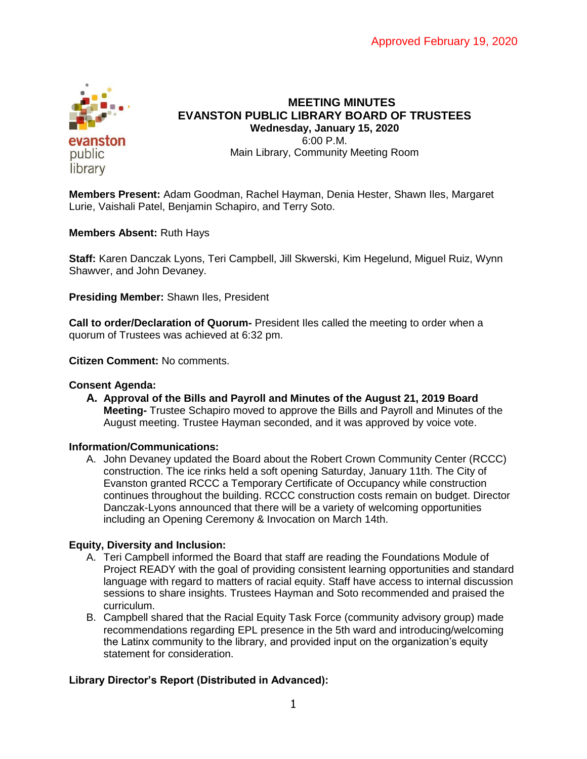Approved February 19, 2020

# MEETING MINUTES
## EVANSTON PUBLIC LIBRARY BOARD OF TRUSTEES
**Wednesday, January 15, 2020**
6:00 P.M.
Main Library, Community Meeting Room

**Members Present:** Adam Goodman, Rachel Hayman, Denia Hester, Shawn Iles, Margaret Lurie, Vaishali Patel, Benjamin Schapiro, and Terry Soto.

**Members Absent:** Ruth Hays

**Staff:** Karen Danczak Lyons, Teri Campbell, Jill Skwerski, Kim Hegelund, Miguel Ruiz, Wynn Shawver, and John Devaney.

**Presiding Member:** Shawn Iles, President

**Call to order/Declaration of Quorum-** President Iles called the meeting to order when a quorum of Trustees was achieved at 6:32 pm.

**Citizen Comment:** No comments.

**Consent Agenda:**

A. **Approval of the Bills and Payroll and Minutes of the August 21, 2019 Board Meeting-** Trustee Schapiro moved to approve the Bills and Payroll and Minutes of the August meeting. Trustee Hayman seconded, and it was approved by voice vote.

**Information/Communications:**

A. John Devaney updated the Board about the Robert Crown Community Center (RCCC) construction. The ice rinks held a soft opening Saturday, January 11th. The City of Evanston granted RCCC a Temporary Certificate of Occupancy while construction continues throughout the building. RCCC construction costs remain on budget. Director Danczak-Lyons announced that there will be a variety of welcoming opportunities including an Opening Ceremony & Invocation on March 14th.

**Equity, Diversity and Inclusion:**

A. Teri Campbell informed the Board that staff are reading the Foundations Module of Project READY with the goal of providing consistent learning opportunities and standard language with regard to matters of racial equity. Staff have access to internal discussion sessions to share insights. Trustees Hayman and Soto recommended and praised the curriculum.
B. Campbell shared that the Racial Equity Task Force (community advisory group) made recommendations regarding EPL presence in the 5th ward and introducing/welcoming the Latinx community to the library, and provided input on the organization's equity statement for consideration.

**Library Director's Report (Distributed in Advanced):**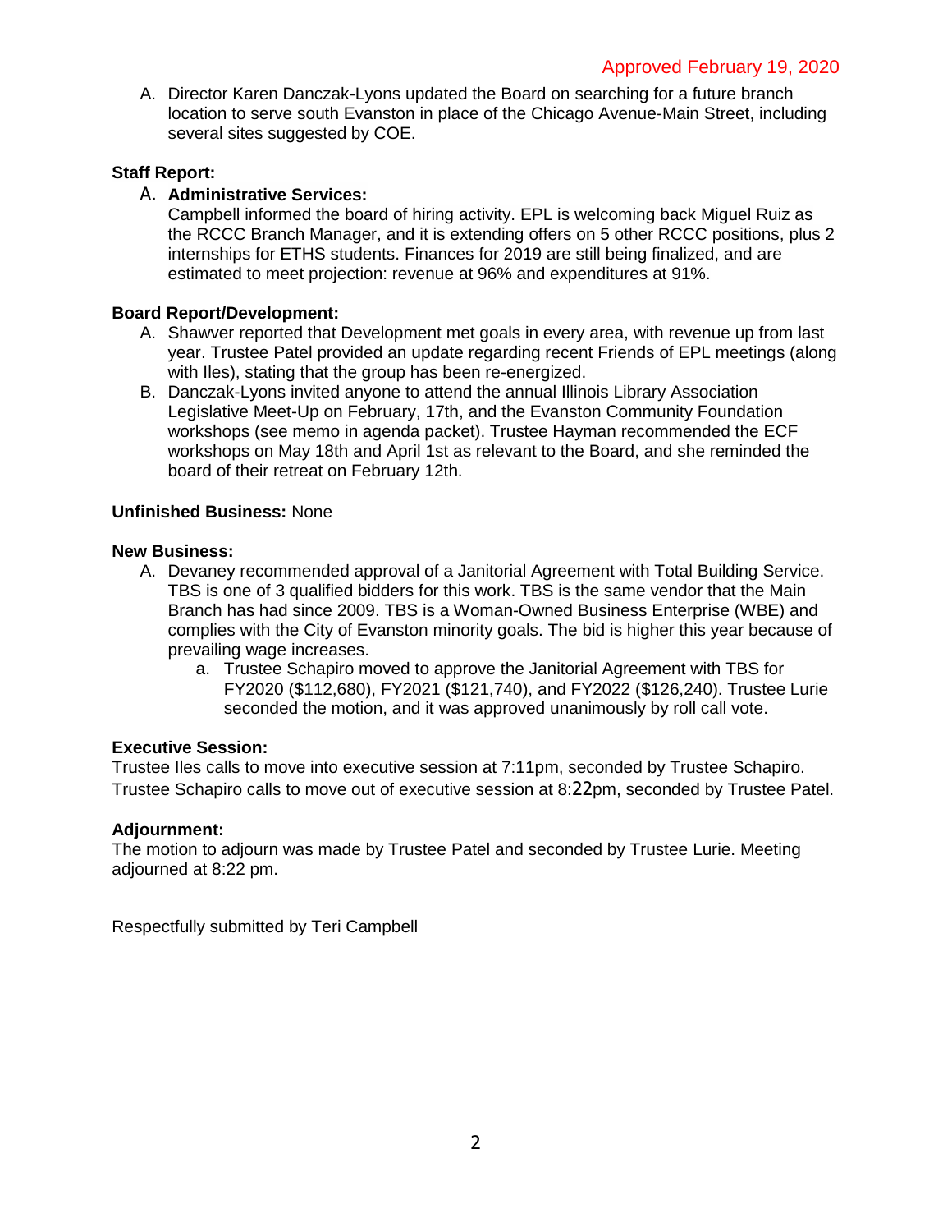Approved February 19, 2020

A. Director Karen Danczak-Lyons updated the Board on searching for a future branch location to serve south Evanston in place of the Chicago Avenue-Main Street, including several sites suggested by COE.

**Staff Report:**

A. **Administrative Services:**
Campbell informed the board of hiring activity. EPL is welcoming back Miguel Ruiz as the RCCC Branch Manager, and it is extending offers on 5 other RCCC positions, plus 2 internships for ETHS students. Finances for 2019 are still being finalized, and are estimated to meet projection: revenue at 96% and expenditures at 91%.

**Board Report/Development:**

A. Shawver reported that Development met goals in every area, with revenue up from last year. Trustee Patel provided an update regarding recent Friends of EPL meetings (along with Iles), stating that the group has been re-energized.
B. Danczak-Lyons invited anyone to attend the annual Illinois Library Association Legislative Meet-Up on February, 17th, and the Evanston Community Foundation workshops (see memo in agenda packet). Trustee Hayman recommended the ECF workshops on May 18th and April 1st as relevant to the Board, and she reminded the board of their retreat on February 12th.

**Unfinished Business:** None

**New Business:**

A. Devaney recommended approval of a Janitorial Agreement with Total Building Service. TBS is one of 3 qualified bidders for this work. TBS is the same vendor that the Main Branch has had since 2009. TBS is a Woman-Owned Business Enterprise (WBE) and complies with the City of Evanston minority goals. The bid is higher this year because of prevailing wage increases.
   a. Trustee Schapiro moved to approve the Janitorial Agreement with TBS for FY2020 ($112,680), FY2021 ($121,740), and FY2022 ($126,240). Trustee Lurie seconded the motion, and it was approved unanimously by roll call vote.

**Executive Session:**
Trustee Iles calls to move into executive session at 7:11pm, seconded by Trustee Schapiro. Trustee Schapiro calls to move out of executive session at 8:22pm, seconded by Trustee Patel.

**Adjournment:**
The motion to adjourn was made by Trustee Patel and seconded by Trustee Lurie. Meeting adjourned at 8:22 pm.

Respectfully submitted by Teri Campbell